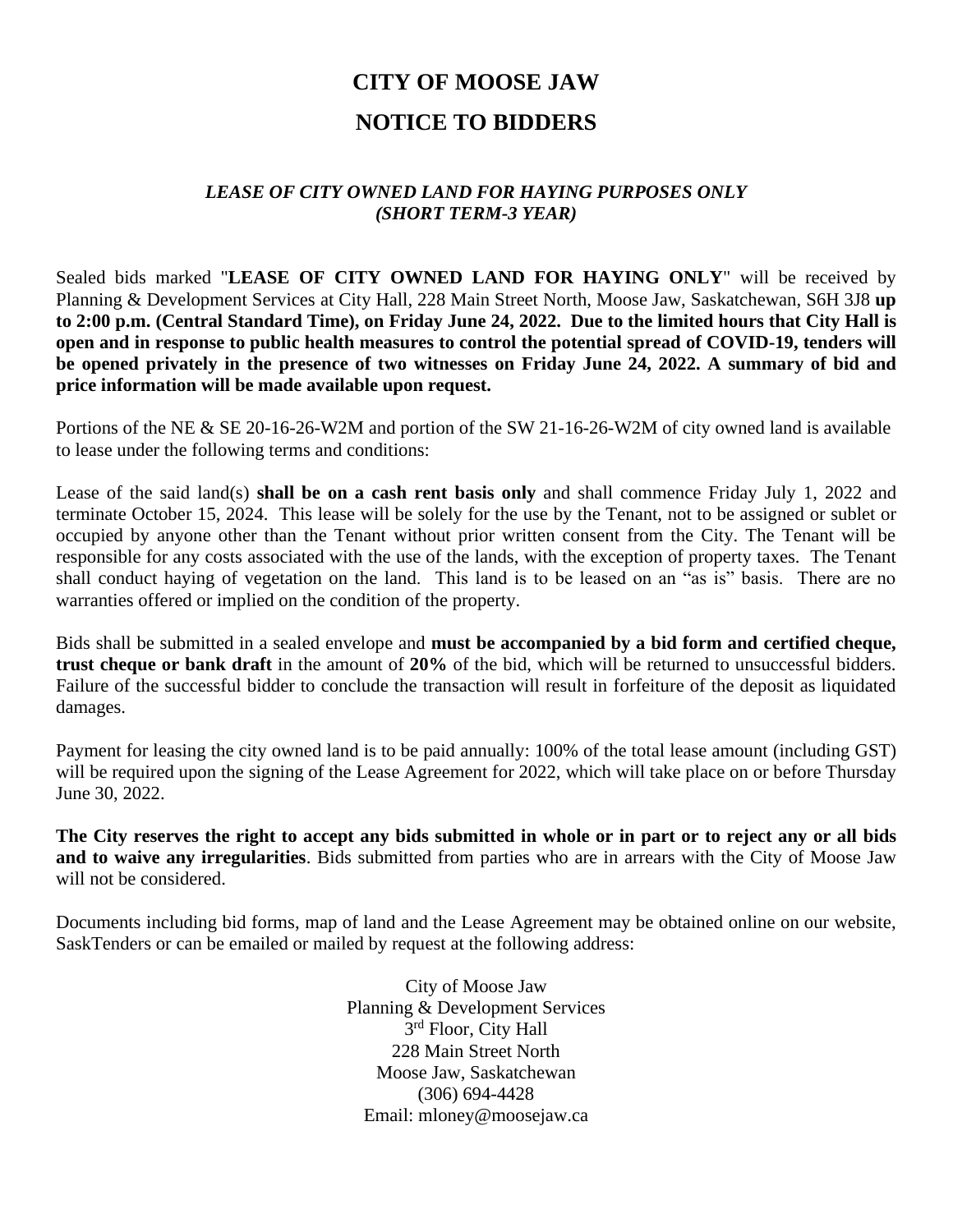# CITY OF MOOSE JAW

# NOTICE TO BIDDERS

***LEASE OF CITY OWNED LAND FOR HAYING PURPOSES ONLY (SHORT TERM-3 YEAR)***

Sealed bids marked "**LEASE OF CITY OWNED LAND FOR HAYING ONLY**" will be received by Planning & Development Services at City Hall, 228 Main Street North, Moose Jaw, Saskatchewan, S6H 3J8 **up to 2:00 p.m. (Central Standard Time), on Friday June 24, 2022. Due to the limited hours that City Hall is open and in response to public health measures to control the potential spread of COVID-19, tenders will be opened privately in the presence of two witnesses on Friday June 24, 2022. A summary of bid and price information will be made available upon request.**

Portions of the NE & SE 20-16-26-W2M and portion of the SW 21-16-26-W2M of city owned land is available to lease under the following terms and conditions:

Lease of the said land(s) **shall be on a cash rent basis only** and shall commence Friday July 1, 2022 and terminate October 15, 2024. This lease will be solely for the use by the Tenant, not to be assigned or sublet or occupied by anyone other than the Tenant without prior written consent from the City. The Tenant will be responsible for any costs associated with the use of the lands, with the exception of property taxes. The Tenant shall conduct haying of vegetation on the land. This land is to be leased on an "as is" basis. There are no warranties offered or implied on the condition of the property.

Bids shall be submitted in a sealed envelope and **must be accompanied by a bid form and certified cheque, trust cheque or bank draft** in the amount of **20%** of the bid, which will be returned to unsuccessful bidders. Failure of the successful bidder to conclude the transaction will result in forfeiture of the deposit as liquidated damages.

Payment for leasing the city owned land is to be paid annually: 100% of the total lease amount (including GST) will be required upon the signing of the Lease Agreement for 2022, which will take place on or before Thursday June 30, 2022.

**The City reserves the right to accept any bids submitted in whole or in part or to reject any or all bids and to waive any irregularities**. Bids submitted from parties who are in arrears with the City of Moose Jaw will not be considered.

Documents including bid forms, map of land and the Lease Agreement may be obtained online on our website, SaskTenders or can be emailed or mailed by request at the following address:

City of Moose Jaw
Planning & Development Services
3rd Floor, City Hall
228 Main Street North
Moose Jaw, Saskatchewan
(306) 694-4428
Email: mloney@moosejaw.ca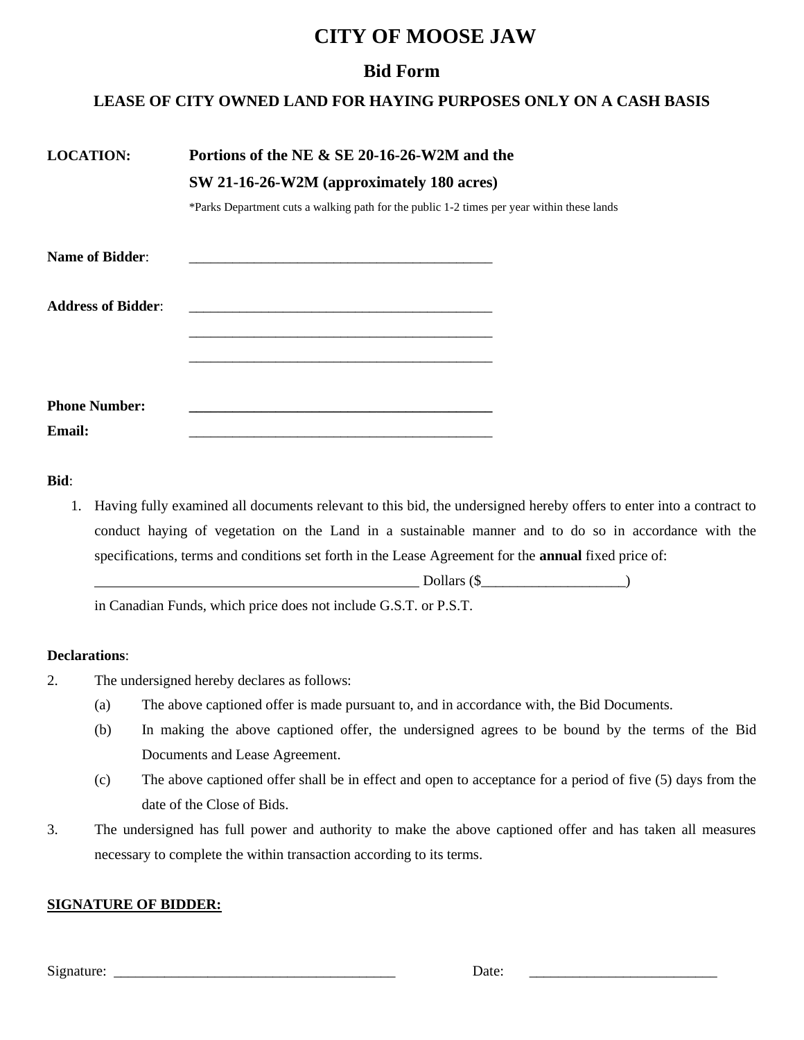# CITY OF MOOSE JAW

## Bid Form

### LEASE OF CITY OWNED LAND FOR HAYING PURPOSES ONLY ON A CASH BASIS

**LOCATION:** **Portions of the NE & SE 20-16-26-W2M and the SW 21-16-26-W2M (approximately 180 acres)**

*Parks Department cuts a walking path for the public 1-2 times per year within these lands

**Name of Bidder**: ____________________________________________

**Address of Bidder**: ____________________________________________

____________________________________________

____________________________________________

**Phone Number:** ____________________________________________

**Email:** ____________________________________________

**Bid**:

1. Having fully examined all documents relevant to this bid, the undersigned hereby offers to enter into a contract to conduct haying of vegetation on the Land in a sustainable manner and to do so in accordance with the specifications, terms and conditions set forth in the Lease Agreement for the **annual** fixed price of:

   ______________________________________________ Dollars ($____________________)

   in Canadian Funds, which price does not include G.S.T. or P.S.T.

**Declarations**:

2. The undersigned hereby declares as follows:
   - (a) The above captioned offer is made pursuant to, and in accordance with, the Bid Documents.
   - (b) In making the above captioned offer, the undersigned agrees to be bound by the terms of the Bid Documents and Lease Agreement.
   - (c) The above captioned offer shall be in effect and open to acceptance for a period of five (5) days from the date of the Close of Bids.
3. The undersigned has full power and authority to make the above captioned offer and has taken all measures necessary to complete the within transaction according to its terms.

**SIGNATURE OF BIDDER:**

Signature: ________________________________________ Date: __________________________